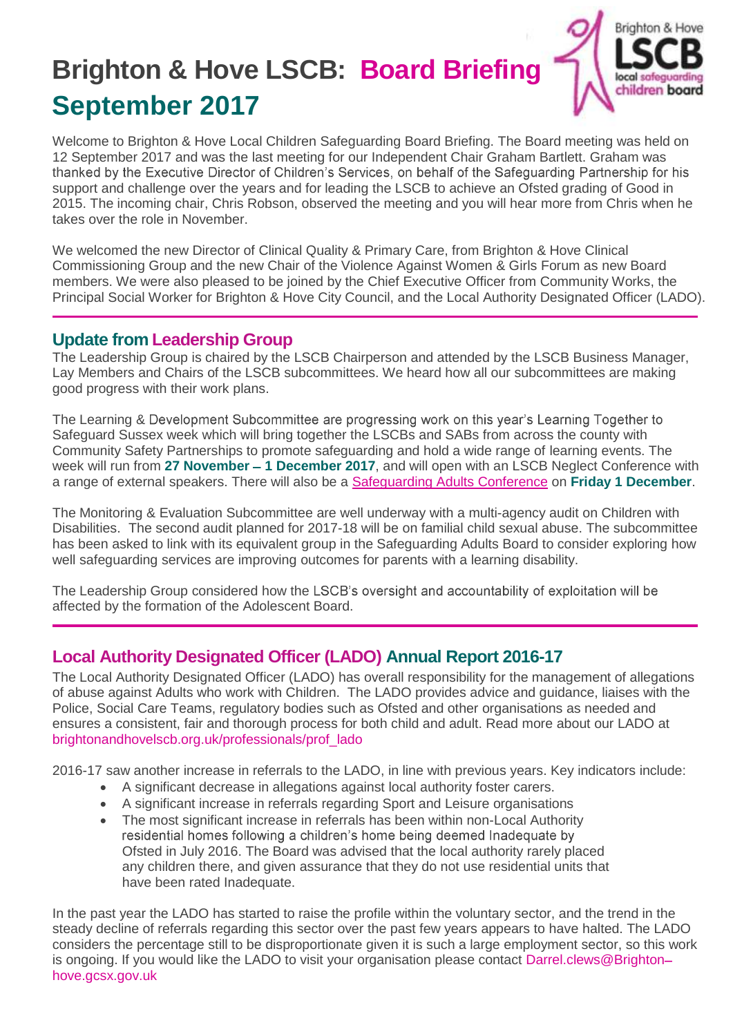# Brighton & Hove LSCB: Board Briefing September 2017

Welcome to Brighton & Hove Local Children Safeguarding Board Briefing. The Board meeting was held on 12 September 2017 and was the last meeting for our Independent Chair Graham Bartlett. Graham was thanked by the Executive Director of Children's Services, on behalf of the Safeguarding Partnership for his support and challenge over the years and for leading the LSCB to achieve an Ofsted grading of Good in 2015. The incoming chair, Chris Robson, observed the meeting and you will hear more from Chris when he takes over the role in November.

We welcomed the new Director of Clinical Quality & Primary Care, from Brighton & Hove Clinical Commissioning Group and the new Chair of the Violence Against Women & Girls Forum as new Board members. We were also pleased to be joined by the Chief Executive Officer from Community Works, the Principal Social Worker for Brighton & Hove City Council, and the Local Authority Designated Officer (LADO).

## Update from Leadership Group

The Leadership Group is chaired by the LSCB Chairperson and attended by the LSCB Business Manager, Lay Members and Chairs of the LSCB subcommittees. We heard how all our subcommittees are making good progress with their work plans.

The Learning & Development Subcommittee are progressing work on this year's Learning Together to Safeguard Sussex week which will bring together the LSCBs and SABs from across the county with Community Safety Partnerships to promote safeguarding and hold a wide range of learning events. The week will run from **27 November – 1 December 2017**, and will open with an LSCB Neglect Conference with a range of external speakers. There will also be a Safeguarding Adults Conference on **Friday 1 December**.

The Monitoring & Evaluation Subcommittee are well underway with a multi-agency audit on Children with Disabilities. The second audit planned for 2017-18 will be on familial child sexual abuse. The subcommittee has been asked to link with its equivalent group in the Safeguarding Adults Board to consider exploring how well safeguarding services are improving outcomes for parents with a learning disability.

The Leadership Group considered how the LSCB's oversight and accountability of exploitation will be affected by the formation of the Adolescent Board.

## Local Authority Designated Officer (LADO) Annual Report 2016-17

The Local Authority Designated Officer (LADO) has overall responsibility for the management of allegations of abuse against Adults who work with Children. The LADO provides advice and guidance, liaises with the Police, Social Care Teams, regulatory bodies such as Ofsted and other organisations as needed and ensures a consistent, fair and thorough process for both child and adult. Read more about our LADO at brightonandhovelscb.org.uk/professionals/prof_lado

2016-17 saw another increase in referrals to the LADO, in line with previous years. Key indicators include:

- A significant decrease in allegations against local authority foster carers.
- A significant increase in referrals regarding Sport and Leisure organisations
- The most significant increase in referrals has been within non-Local Authority residential homes following a children's home being deemed Inadequate by Ofsted in July 2016. The Board was advised that the local authority rarely placed any children there, and given assurance that they do not use residential units that have been rated Inadequate.

In the past year the LADO has started to raise the profile within the voluntary sector, and the trend in the steady decline of referrals regarding this sector over the past few years appears to have halted. The LADO considers the percentage still to be disproportionate given it is such a large employment sector, so this work is ongoing. If you would like the LADO to visit your organisation please contact Darrel.clews@Brighton-hove.gcsx.gov.uk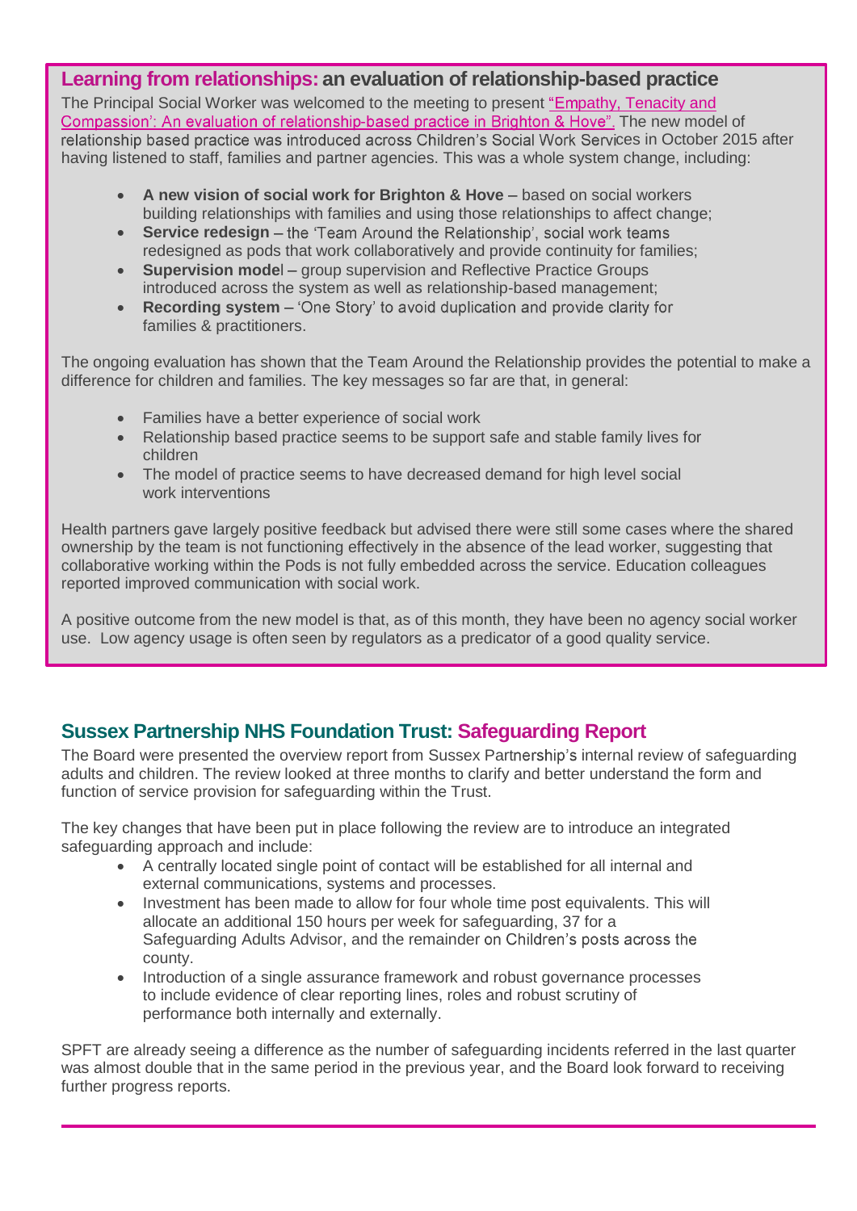## Learning from relationships: an evaluation of relationship-based practice

The Principal Social Worker was welcomed to the meeting to present "Empathy, Tenacity and Compassion': An evaluation of relationship-based practice in Brighton & Hove". The new model of relationship based practice was introduced across Children's Social Work Services in October 2015 after having listened to staff, families and partner agencies. This was a whole system change, including:

- **A new vision of social work for Brighton & Hove** – based on social workers building relationships with families and using those relationships to affect change;
- **Service redesign** – the 'Team Around the Relationship', social work teams redesigned as pods that work collaboratively and provide continuity for families;
- **Supervision model** – group supervision and Reflective Practice Groups introduced across the system as well as relationship-based management;
- **Recording system** – 'One Story' to avoid duplication and provide clarity for families & practitioners.

The ongoing evaluation has shown that the Team Around the Relationship provides the potential to make a difference for children and families. The key messages so far are that, in general:

- Families have a better experience of social work
- Relationship based practice seems to be support safe and stable family lives for children
- The model of practice seems to have decreased demand for high level social work interventions

Health partners gave largely positive feedback but advised there were still some cases where the shared ownership by the team is not functioning effectively in the absence of the lead worker, suggesting that collaborative working within the Pods is not fully embedded across the service. Education colleagues reported improved communication with social work.

A positive outcome from the new model is that, as of this month, they have been no agency social worker use. Low agency usage is often seen by regulators as a predicator of a good quality service.

## Sussex Partnership NHS Foundation Trust: Safeguarding Report

The Board were presented the overview report from Sussex Partnership's internal review of safeguarding adults and children. The review looked at three months to clarify and better understand the form and function of service provision for safeguarding within the Trust.

The key changes that have been put in place following the review are to introduce an integrated safeguarding approach and include:

- A centrally located single point of contact will be established for all internal and external communications, systems and processes.
- Investment has been made to allow for four whole time post equivalents. This will allocate an additional 150 hours per week for safeguarding, 37 for a Safeguarding Adults Advisor, and the remainder on Children's posts across the county.
- Introduction of a single assurance framework and robust governance processes to include evidence of clear reporting lines, roles and robust scrutiny of performance both internally and externally.

SPFT are already seeing a difference as the number of safeguarding incidents referred in the last quarter was almost double that in the same period in the previous year, and the Board look forward to receiving further progress reports.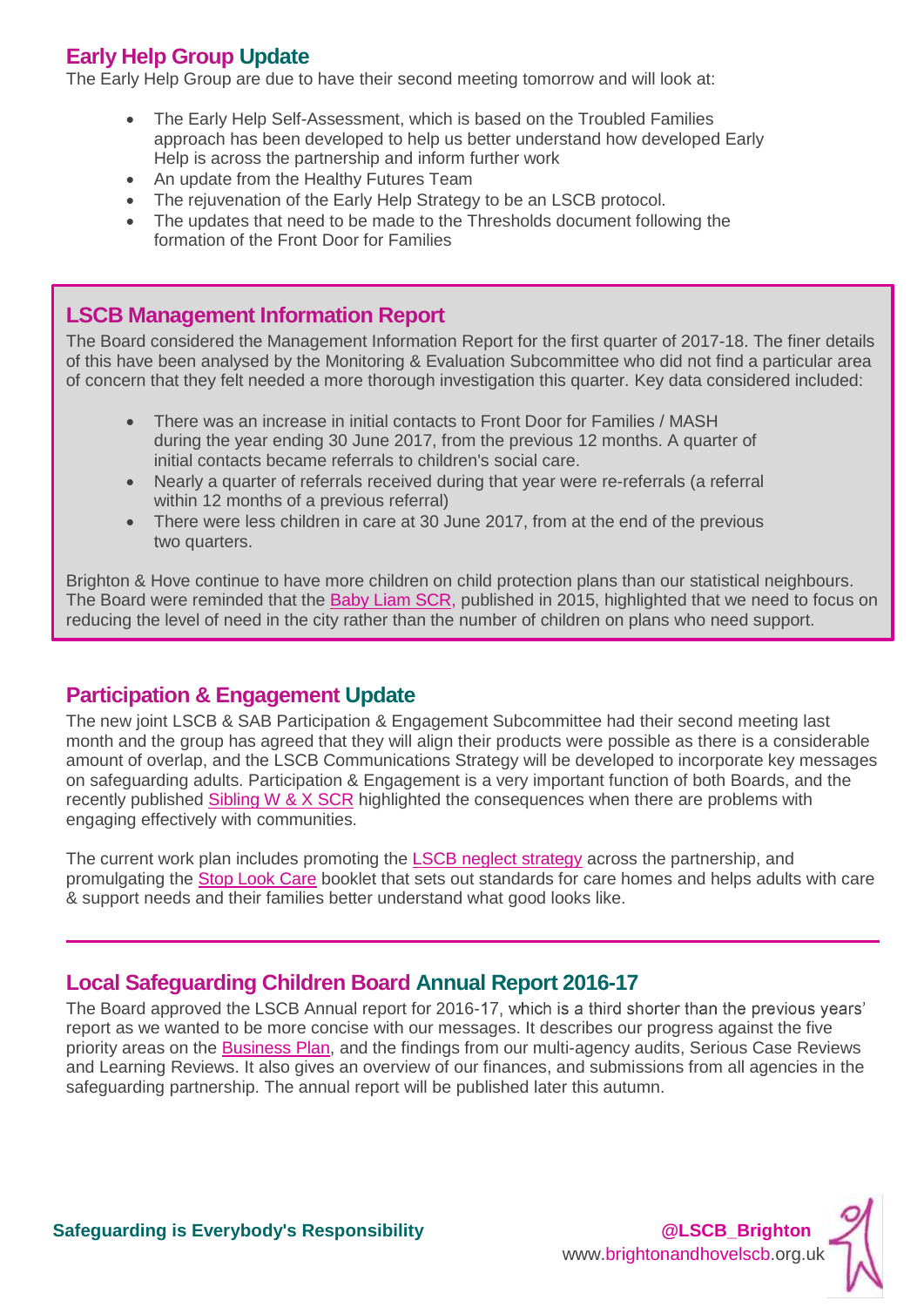## Early Help Group Update

The Early Help Group are due to have their second meeting tomorrow and will look at:

- The Early Help Self-Assessment, which is based on the Troubled Families approach has been developed to help us better understand how developed Early Help is across the partnership and inform further work
- An update from the Healthy Futures Team
- The rejuvenation of the Early Help Strategy to be an LSCB protocol.
- The updates that need to be made to the Thresholds document following the formation of the Front Door for Families

## LSCB Management Information Report

The Board considered the Management Information Report for the first quarter of 2017-18. The finer details of this have been analysed by the Monitoring & Evaluation Subcommittee who did not find a particular area of concern that they felt needed a more thorough investigation this quarter. Key data considered included:

- There was an increase in initial contacts to Front Door for Families / MASH during the year ending 30 June 2017, from the previous 12 months. A quarter of initial contacts became referrals to children's social care.
- Nearly a quarter of referrals received during that year were re-referrals (a referral within 12 months of a previous referral)
- There were less children in care at 30 June 2017, from at the end of the previous two quarters.

Brighton & Hove continue to have more children on child protection plans than our statistical neighbours. The Board were reminded that the Baby Liam SCR, published in 2015, highlighted that we need to focus on reducing the level of need in the city rather than the number of children on plans who need support.

## Participation & Engagement Update

The new joint LSCB & SAB Participation & Engagement Subcommittee had their second meeting last month and the group has agreed that they will align their products were possible as there is a considerable amount of overlap, and the LSCB Communications Strategy will be developed to incorporate key messages on safeguarding adults. Participation & Engagement is a very important function of both Boards, and the recently published Sibling W & X SCR highlighted the consequences when there are problems with engaging effectively with communities.

The current work plan includes promoting the LSCB neglect strategy across the partnership, and promulgating the Stop Look Care booklet that sets out standards for care homes and helps adults with care & support needs and their families better understand what good looks like.

## Local Safeguarding Children Board Annual Report 2016-17

The Board approved the LSCB Annual report for 2016-17, which is a third shorter than the previous years' report as we wanted to be more concise with our messages. It describes our progress against the five priority areas on the Business Plan, and the findings from our multi-agency audits, Serious Case Reviews and Learning Reviews. It also gives an overview of our finances, and submissions from all agencies in the safeguarding partnership. The annual report will be published later this autumn.

**Safeguarding is Everybody's Responsibility**

**@LSCB_Brighton**
www.brightonandhovelscb.org.uk